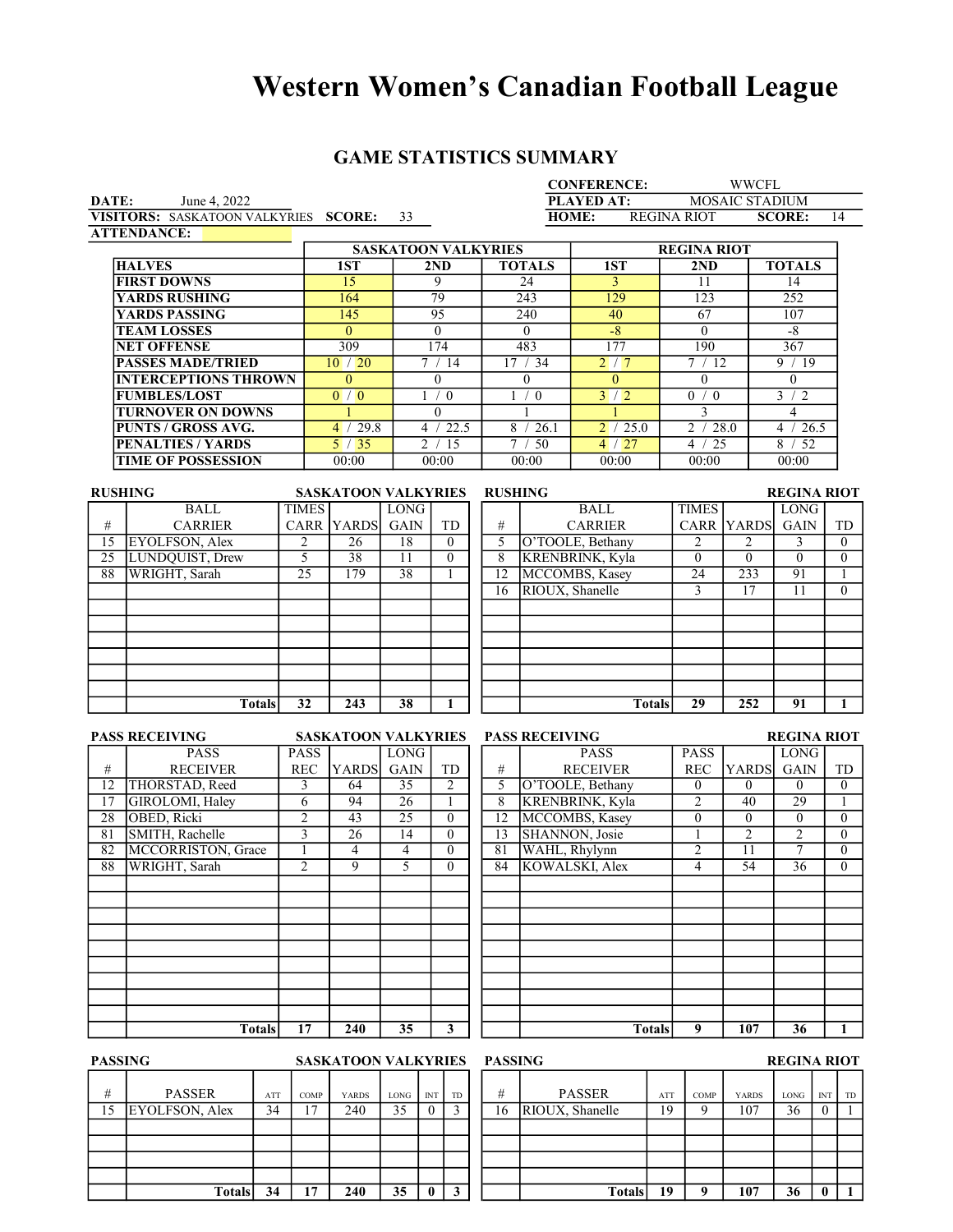# Western Women's Canadian Football League

## GAME STATISTICS SUMMARY

**CONFERENCE:** WWCFL

**DATE:** June 4, 2022 | **PLAYED AT:** MOSAIC STADIUM

**VISITORS:** SASKATOON VALKYRIES **SCORE:** 33 | **HOME:** REGINA RIOT **SCORE:** 14

**ATTENDANCE:**

| | SASKATOON VALKYRIES | | | REGINA RIOT | | |
|---|---|---|---|---|---|---|
| **HALVES** | **1ST** | **2ND** | **TOTALS** | **1ST** | **2ND** | **TOTALS** |
| **FIRST DOWNS** | 15 | 9 | 24 | 3 | 11 | 14 |
| **YARDS RUSHING** | 164 | 79 | 243 | 129 | 123 | 252 |
| **YARDS PASSING** | 145 | 95 | 240 | 40 | 67 | 107 |
| **TEAM LOSSES** | 0 | 0 | 0 | -8 | 0 | -8 |
| **NET OFFENSE** | 309 | 174 | 483 | 177 | 190 | 367 |
| **PASSES MADE/TRIED** | 10 / 20 | 7 / 14 | 17 / 34 | 2 / 7 | 7 / 12 | 9 / 19 |
| **INTERCEPTIONS THROWN** | 0 | 0 | 0 | 0 | 0 | 0 |
| **FUMBLES/LOST** | 0 / 0 | 1 / 0 | 1 / 0 | 3 / 2 | 0 / 0 | 3 / 2 |
| **TURNOVER ON DOWNS** | 1 | 0 | 1 | 1 | 3 | 4 |
| **PUNTS / GROSS AVG.** | 4 / 29.8 | 4 / 22.5 | 8 / 26.1 | 2 / 25.0 | 2 / 28.0 | 4 / 26.5 |
| **PENALTIES / YARDS** | 5 / 35 | 2 / 15 | 7 / 50 | 4 / 27 | 4 / 25 | 8 / 52 |
| **TIME OF POSSESSION** | 00:00 | 00:00 | 00:00 | 00:00 | 00:00 | 00:00 |

### RUSHING — SASKATOON VALKYRIES

| # | BALL CARRIER | TIMES CARR | YARDS | LONG GAIN | TD |
|---|---|---|---|---|---|
| 15 | EYOLFSON, Alex | 2 | 26 | 18 | 0 |
| 25 | LUNDQUIST, Drew | 5 | 38 | 11 | 0 |
| 88 | WRIGHT, Sarah | 25 | 179 | 38 | 1 |
| | **Totals** | **32** | **243** | **38** | **1** |

### RUSHING — REGINA RIOT

| # | BALL CARRIER | TIMES CARR | YARDS | LONG GAIN | TD |
|---|---|---|---|---|---|
| 5 | O'TOOLE, Bethany | 2 | 2 | 3 | 0 |
| 8 | KRENBRINK, Kyla | 0 | 0 | 0 | 0 |
| 12 | MCCOMBS, Kasey | 24 | 233 | 91 | 1 |
| 16 | RIOUX, Shanelle | 3 | 17 | 11 | 0 |
| | **Totals** | **29** | **252** | **91** | **1** |

### PASS RECEIVING — SASKATOON VALKYRIES

| # | PASS RECEIVER | PASS REC | YARDS | LONG GAIN | TD |
|---|---|---|---|---|---|
| 12 | THORSTAD, Reed | 3 | 64 | 35 | 2 |
| 17 | GIROLOMI, Haley | 6 | 94 | 26 | 1 |
| 28 | OBED, Ricki | 2 | 43 | 25 | 0 |
| 81 | SMITH, Rachelle | 3 | 26 | 14 | 0 |
| 82 | MCCORRISTON, Grace | 1 | 4 | 4 | 0 |
| 88 | WRIGHT, Sarah | 2 | 9 | 5 | 0 |
| | **Totals** | **17** | **240** | **35** | **3** |

### PASS RECEIVING — REGINA RIOT

| # | PASS RECEIVER | PASS REC | YARDS | LONG GAIN | TD |
|---|---|---|---|---|---|
| 5 | O'TOOLE, Bethany | 0 | 0 | 0 | 0 |
| 8 | KRENBRINK, Kyla | 2 | 40 | 29 | 1 |
| 12 | MCCOMBS, Kasey | 0 | 0 | 0 | 0 |
| 13 | SHANNON, Josie | 1 | 2 | 2 | 0 |
| 81 | WAHL, Rhylynn | 2 | 11 | 7 | 0 |
| 84 | KOWALSKI, Alex | 4 | 54 | 36 | 0 |
| | **Totals** | **9** | **107** | **36** | **1** |

### PASSING — SASKATOON VALKYRIES

| # | PASSER | ATT | COMP | YARDS | LONG | INT | TD |
|---|---|---|---|---|---|---|---|
| 15 | EYOLFSON, Alex | 34 | 17 | 240 | 35 | 0 | 3 |
| | **Totals** | **34** | **17** | **240** | **35** | **0** | **3** |

### PASSING — REGINA RIOT

| # | PASSER | ATT | COMP | YARDS | LONG | INT | TD |
|---|---|---|---|---|---|---|---|
| 16 | RIOUX, Shanelle | 19 | 9 | 107 | 36 | 0 | 1 |
| | **Totals** | **19** | **9** | **107** | **36** | **0** | **1** |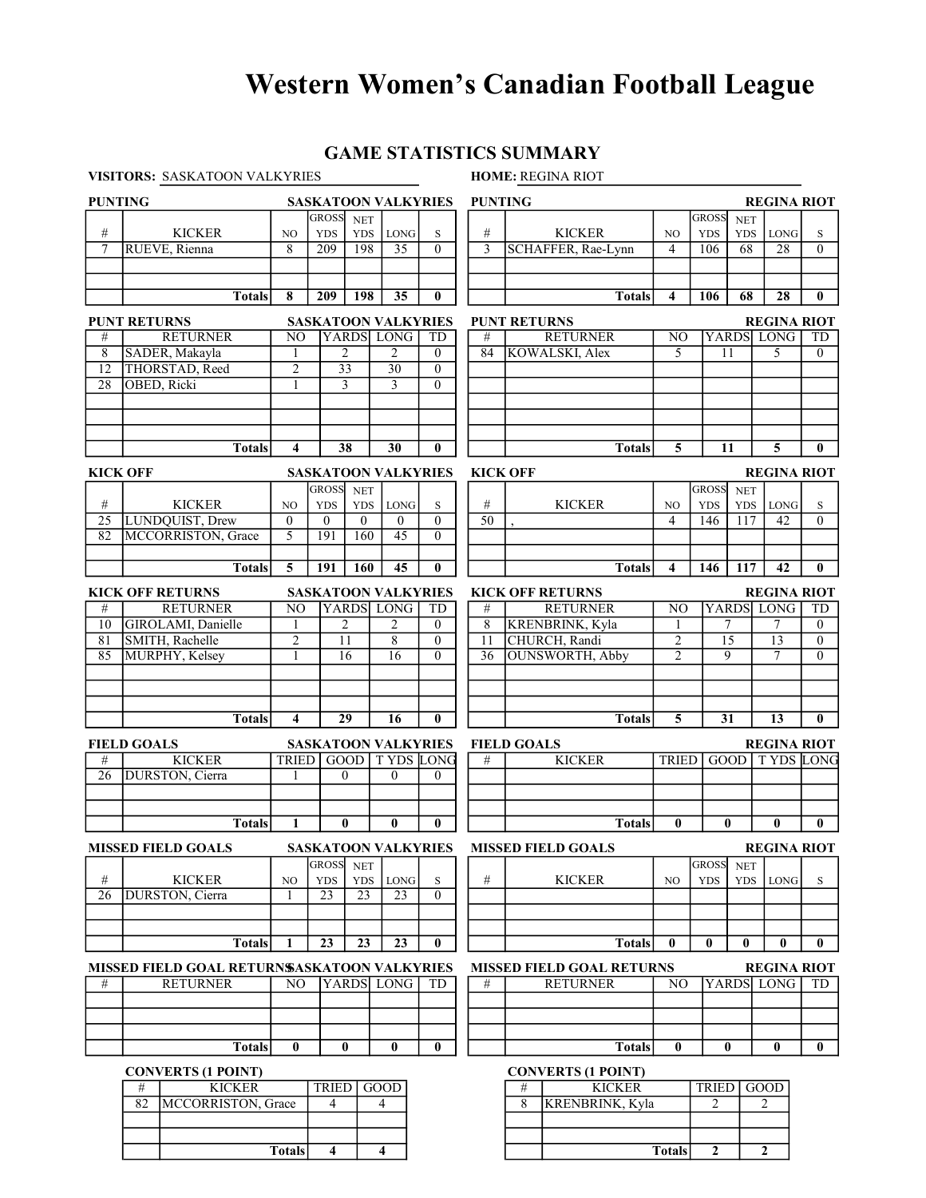# Western Women's Canadian Football League

## GAME STATISTICS SUMMARY

**VISITORS:** SASKATOON VALKYRIES **HOME:** REGINA RIOT

### PUNTING — SASKATOON VALKYRIES

| # | KICKER | NO | GROSS YDS | NET YDS | LONG | S |
|---|---|---|---|---|---|---|
| 7 | RUEVE, Rienna | 8 | 209 | 198 | 35 | 0 |
| | | | | | | |
| | | | | | | |
| | **Totals** | **8** | **209** | **198** | **35** | **0** |

### PUNTING — REGINA RIOT

| # | KICKER | NO | GROSS YDS | NET YDS | LONG | S |
|---|---|---|---|---|---|---|
| 3 | SCHAFFER, Rae-Lynn | 4 | 106 | 68 | 28 | 0 |
| | | | | | | |
| | | | | | | |
| | **Totals** | **4** | **106** | **68** | **28** | **0** |

### PUNT RETURNS — SASKATOON VALKYRIES

| # | RETURNER | NO | YARDS | LONG | TD |
|---|---|---|---|---|---|
| 8 | SADER, Makayla | 1 | 2 | 2 | 0 |
| 12 | THORSTAD, Reed | 2 | 33 | 30 | 0 |
| 28 | OBED, Ricki | 1 | 3 | 3 | 0 |
| | | | | | |
| | | | | | |
| | | | | | |
| | **Totals** | **4** | **38** | **30** | **0** |

### PUNT RETURNS — REGINA RIOT

| # | RETURNER | NO | YARDS | LONG | TD |
|---|---|---|---|---|---|
| 84 | KOWALSKI, Alex | 5 | 11 | 5 | 0 |
| | | | | | |
| | | | | | |
| | | | | | |
| | | | | | |
| | | | | | |
| | **Totals** | **5** | **11** | **5** | **0** |

### KICK OFF — SASKATOON VALKYRIES

| # | KICKER | NO | GROSS YDS | NET YDS | LONG | S |
|---|---|---|---|---|---|---|
| 25 | LUNDQUIST, Drew | 0 | 0 | 0 | 0 | 0 |
| 82 | MCCORRISTON, Grace | 5 | 191 | 160 | 45 | 0 |
| | | | | | | |
| | **Totals** | **5** | **191** | **160** | **45** | **0** |

### KICK OFF — REGINA RIOT

| # | KICKER | NO | GROSS YDS | NET YDS | LONG | S |
|---|---|---|---|---|---|---|
| 50 | , | 4 | 146 | 117 | 42 | 0 |
| | | | | | | |
| | | | | | | |
| | **Totals** | **4** | **146** | **117** | **42** | **0** |

### KICK OFF RETURNS — SASKATOON VALKYRIES

| # | RETURNER | NO | YARDS | LONG | TD |
|---|---|---|---|---|---|
| 10 | GIROLAMI, Danielle | 1 | 2 | 2 | 0 |
| 81 | SMITH, Rachelle | 2 | 11 | 8 | 0 |
| 85 | MURPHY, Kelsey | 1 | 16 | 16 | 0 |
| | | | | | |
| | | | | | |
| | | | | | |
| | **Totals** | **4** | **29** | **16** | **0** |

### KICK OFF RETURNS — REGINA RIOT

| # | RETURNER | NO | YARDS | LONG | TD |
|---|---|---|---|---|---|
| 8 | KRENBRINK, Kyla | 1 | 7 | 7 | 0 |
| 11 | CHURCH, Randi | 2 | 15 | 13 | 0 |
| 36 | OUNSWORTH, Abby | 2 | 9 | 7 | 0 |
| | | | | | |
| | | | | | |
| | | | | | |
| | **Totals** | **5** | **31** | **13** | **0** |

### FIELD GOALS — SASKATOON VALKYRIES

| # | KICKER | TRIED | GOOD | T YDS | LONG |
|---|---|---|---|---|---|
| 26 | DURSTON, Cierra | 1 | 0 | 0 | 0 |
| | | | | | |
| | | | | | |
| | **Totals** | **1** | **0** | **0** | **0** |

### FIELD GOALS — REGINA RIOT

| # | KICKER | TRIED | GOOD | T YDS | LONG |
|---|---|---|---|---|---|
| | | | | | |
| | | | | | |
| | | | | | |
| | **Totals** | **0** | **0** | **0** | **0** |

### MISSED FIELD GOALS — SASKATOON VALKYRIES

| # | KICKER | NO | GROSS YDS | NET YDS | LONG | S |
|---|---|---|---|---|---|---|
| 26 | DURSTON, Cierra | 1 | 23 | 23 | 23 | 0 |
| | | | | | | |
| | | | | | | |
| | **Totals** | **1** | **23** | **23** | **23** | **0** |

### MISSED FIELD GOALS — REGINA RIOT

| # | KICKER | NO | GROSS YDS | NET YDS | LONG | S |
|---|---|---|---|---|---|---|
| | | | | | | |
| | | | | | | |
| | | | | | | |
| | **Totals** | **0** | **0** | **0** | **0** | **0** |

### MISSED FIELD GOAL RETURNS — SASKATOON VALKYRIES

| # | RETURNER | NO | YARDS | LONG | TD |
|---|---|---|---|---|---|
| | | | | | |
| | | | | | |
| | | | | | |
| | **Totals** | **0** | **0** | **0** | **0** |

### MISSED FIELD GOAL RETURNS — REGINA RIOT

| # | RETURNER | NO | YARDS | LONG | TD |
|---|---|---|---|---|---|
| | | | | | |
| | | | | | |
| | | | | | |
| | **Totals** | **0** | **0** | **0** | **0** |

### CONVERTS (1 POINT) — SASKATOON VALKYRIES

| # | KICKER | TRIED | GOOD |
|---|---|---|---|
| 82 | MCCORRISTON, Grace | 4 | 4 |
| | | | |
| | | | |
| | **Totals** | **4** | **4** |

### CONVERTS (1 POINT) — REGINA RIOT

| # | KICKER | TRIED | GOOD |
|---|---|---|---|
| 8 | KRENBRINK, Kyla | 2 | 2 |
| | | | |
| | | | |
| | **Totals** | **2** | **2** |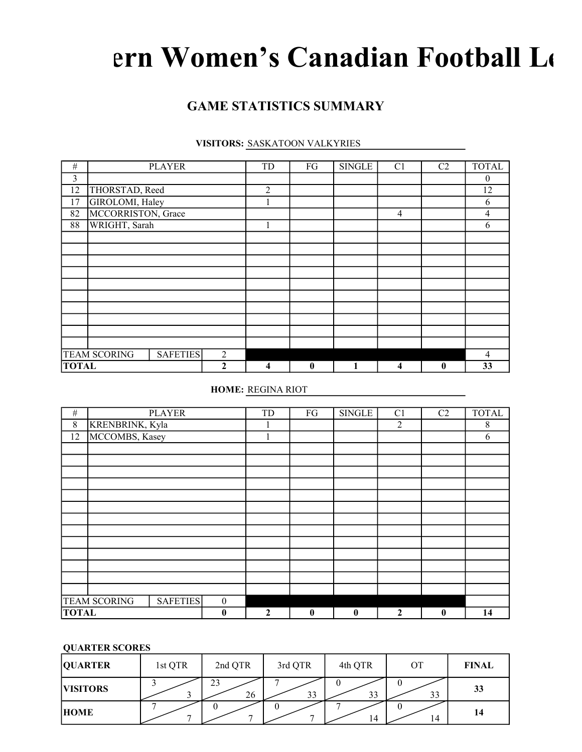# ern Women's Canadian Football Le

## GAME STATISTICS SUMMARY

**VISITORS:** SASKATOON VALKYRIES

| # | PLAYER | | TD | FG | SINGLE | C1 | C2 | TOTAL |
|---|---|---|---|---|---|---|---|---|
| 3 | | | | | | | | 0 |
| 12 | THORSTAD, Reed | | 2 | | | | | 12 |
| 17 | GIROLOMI, Haley | | 1 | | | | | 6 |
| 82 | MCCORRISTON, Grace | | | | | 4 | | 4 |
| 88 | WRIGHT, Sarah | | 1 | | | | | 6 |
| | | | | | | | | |
| | | | | | | | | |
| | | | | | | | | |
| | | | | | | | | |
| | | | | | | | | |
| | | | | | | | | |
| | | | | | | | | |
| | | | | | | | | |
| | | | | | | | | |
| | | | | | | | | |
| TEAM SCORING | SAFETIES | 2 | | | | | | 4 |
| **TOTAL** | | **2** | **4** | **0** | **1** | **4** | **0** | **33** |

**HOME:** REGINA RIOT

| # | PLAYER | | TD | FG | SINGLE | C1 | C2 | TOTAL |
|---|---|---|---|---|---|---|---|---|
| 8 | KRENBRINK, Kyla | | 1 | | | 2 | | 8 |
| 12 | MCCOMBS, Kasey | | 1 | | | | | 6 |
| | | | | | | | | |
| | | | | | | | | |
| | | | | | | | | |
| | | | | | | | | |
| | | | | | | | | |
| | | | | | | | | |
| | | | | | | | | |
| | | | | | | | | |
| | | | | | | | | |
| | | | | | | | | |
| | | | | | | | | |
| | | | | | | | | |
| TEAM SCORING | SAFETIES | 0 | | | | | | |
| **TOTAL** | | **0** | **2** | **0** | **0** | **2** | **0** | **14** |

**QUARTER SCORES**

| **QUARTER** | 1st QTR | 2nd QTR | 3rd QTR | 4th QTR | OT | **FINAL** |
|---|---|---|---|---|---|---|
| **VISITORS** | 3 / 3 | 23 / 26 | 7 / 33 | 0 / 33 | 0 / 33 | **33** |
| **HOME** | 7 / 7 | 0 / 7 | 0 / 7 | 7 / 14 | 0 / 14 | **14** |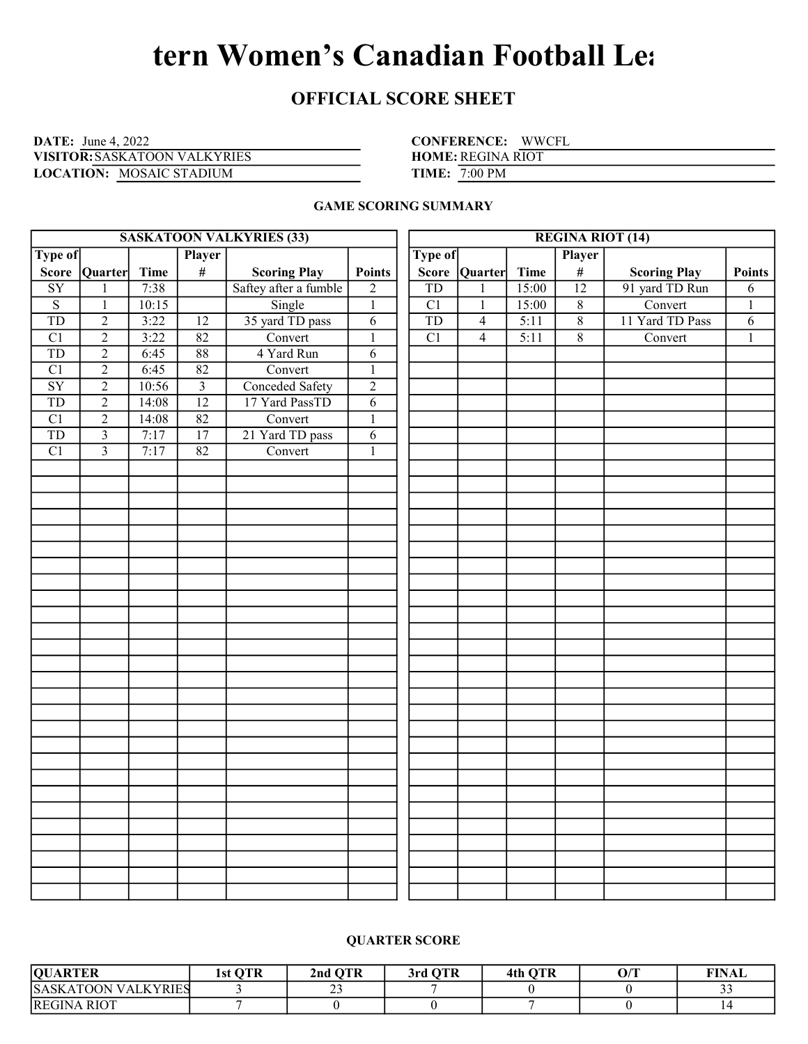# tern Women's Canadian Football Lea

## OFFICIAL SCORE SHEET

**DATE:** June 4, 2022
**VISITOR:** SASKATOON VALKYRIES
**LOCATION:** MOSAIC STADIUM

**CONFERENCE:** WWCFL
**HOME:** REGINA RIOT
**TIME:** 7:00 PM

### GAME SCORING SUMMARY

**SASKATOON VALKYRIES (33)**

| Type of Score | Quarter | Time | Player # | Scoring Play | Points |
|---|---|---|---|---|---|
| SY | 1 | 7:38 | | Saftey after a fumble | 2 |
| S | 1 | 10:15 | | Single | 1 |
| TD | 2 | 3:22 | 12 | 35 yard TD pass | 6 |
| C1 | 2 | 3:22 | 82 | Convert | 1 |
| TD | 2 | 6:45 | 88 | 4 Yard Run | 6 |
| C1 | 2 | 6:45 | 82 | Convert | 1 |
| SY | 2 | 10:56 | 3 | Conceded Safety | 2 |
| TD | 2 | 14:08 | 12 | 17 Yard PassTD | 6 |
| C1 | 2 | 14:08 | 82 | Convert | 1 |
| TD | 3 | 7:17 | 17 | 21 Yard TD pass | 6 |
| C1 | 3 | 7:17 | 82 | Convert | 1 |

**REGINA RIOT (14)**

| Type of Score | Quarter | Time | Player # | Scoring Play | Points |
|---|---|---|---|---|---|
| TD | 1 | 15:00 | 12 | 91 yard TD Run | 6 |
| C1 | 1 | 15:00 | 8 | Convert | 1 |
| TD | 4 | 5:11 | 8 | 11 Yard TD Pass | 6 |
| C1 | 4 | 5:11 | 8 | Convert | 1 |

### QUARTER SCORE

| QUARTER | 1st QTR | 2nd QTR | 3rd QTR | 4th QTR | O/T | FINAL |
|---|---|---|---|---|---|---|
| SASKATOON VALKYRIES | 3 | 23 | 7 | 0 | 0 | 33 |
| REGINA RIOT | 7 | 0 | 0 | 7 | 0 | 14 |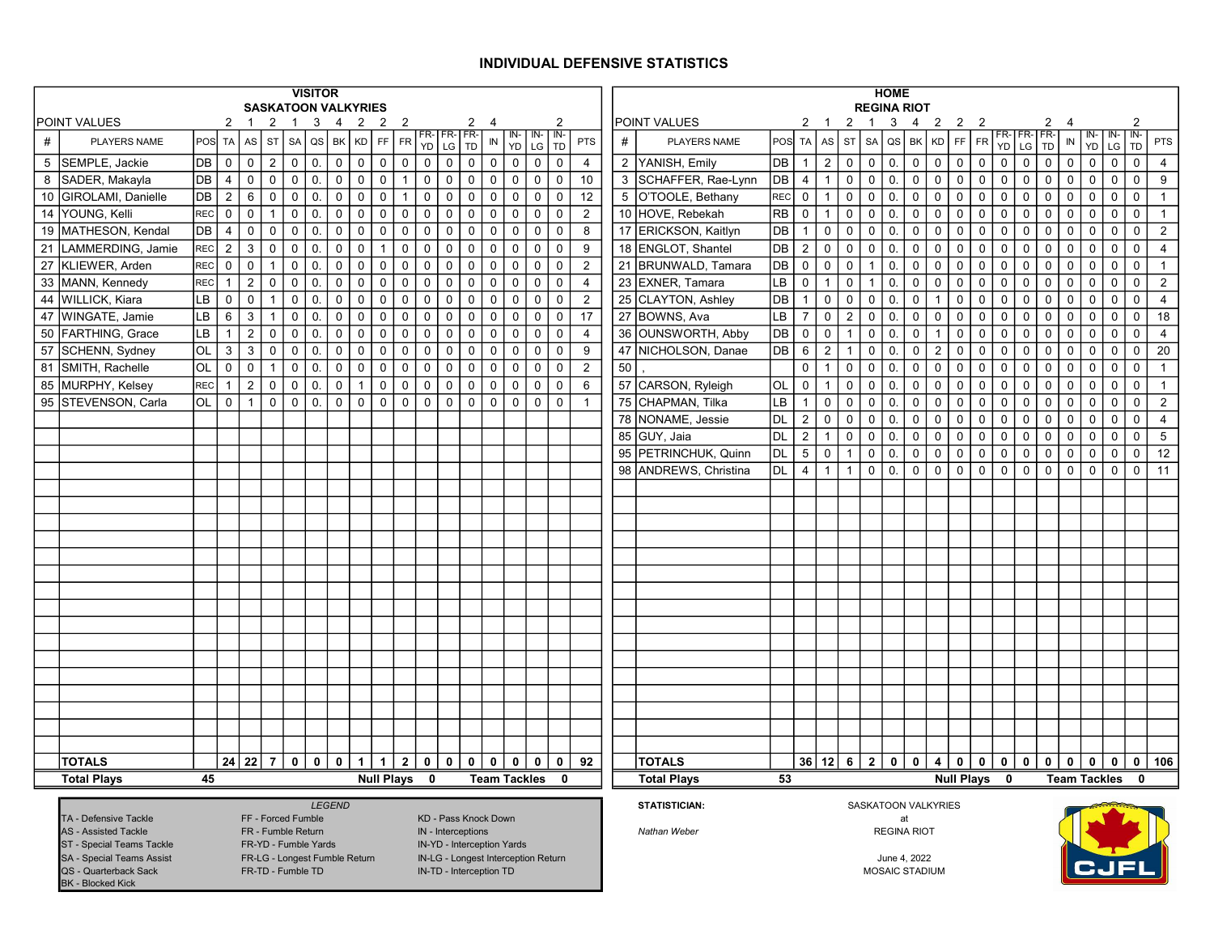# INDIVIDUAL DEFENSIVE STATISTICS

**VISITOR**
**SASKATOON VALKYRIES**

| # | PLAYERS NAME | POS | TA | AS | ST | SA | QS | BK | KD | FF | FR | FR-YD | FR-LG | FR-TD | IN | IN-YD | IN-LG | IN-TD | PTS |
|---|---|---|---|---|---|---|---|---|---|---|---|---|---|---|---|---|---|---|---|
| | POINT VALUES | | 2 | 1 | 2 | 1 | 3 | 4 | 2 | 2 | 2 | | | 2 | 4 | | | 2 | |
| 5 | SEMPLE, Jackie | DB | 0 | 0 | 2 | 0 | 0. | 0 | 0 | 0 | 0 | 0 | 0 | 0 | 0 | 0 | 0 | 0 | 4 |
| 8 | SADER, Makayla | DB | 4 | 0 | 0 | 0 | 0. | 0 | 0 | 0 | 1 | 0 | 0 | 0 | 0 | 0 | 0 | 0 | 10 |
| 10 | GIROLAMI, Danielle | DB | 2 | 6 | 0 | 0 | 0. | 0 | 0 | 0 | 1 | 0 | 0 | 0 | 0 | 0 | 0 | 0 | 12 |
| 14 | YOUNG, Kelli | REC | 0 | 0 | 1 | 0 | 0. | 0 | 0 | 0 | 0 | 0 | 0 | 0 | 0 | 0 | 0 | 0 | 2 |
| 19 | MATHESON, Kendal | DB | 4 | 0 | 0 | 0 | 0. | 0 | 0 | 0 | 0 | 0 | 0 | 0 | 0 | 0 | 0 | 0 | 8 |
| 21 | LAMMERDING, Jamie | REC | 2 | 3 | 0 | 0 | 0. | 0 | 0 | 1 | 0 | 0 | 0 | 0 | 0 | 0 | 0 | 0 | 9 |
| 27 | KLIEWER, Arden | REC | 0 | 0 | 1 | 0 | 0. | 0 | 0 | 0 | 0 | 0 | 0 | 0 | 0 | 0 | 0 | 0 | 2 |
| 33 | MANN, Kennedy | REC | 1 | 2 | 0 | 0 | 0. | 0 | 0 | 0 | 0 | 0 | 0 | 0 | 0 | 0 | 0 | 0 | 4 |
| 44 | WILLICK, Kiara | LB | 0 | 0 | 1 | 0 | 0. | 0 | 0 | 0 | 0 | 0 | 0 | 0 | 0 | 0 | 0 | 0 | 2 |
| 47 | WINGATE, Jamie | LB | 6 | 3 | 1 | 0 | 0. | 0 | 0 | 0 | 0 | 0 | 0 | 0 | 0 | 0 | 0 | 0 | 17 |
| 50 | FARTHING, Grace | LB | 1 | 2 | 0 | 0 | 0. | 0 | 0 | 0 | 0 | 0 | 0 | 0 | 0 | 0 | 0 | 0 | 4 |
| 57 | SCHENN, Sydney | OL | 3 | 3 | 0 | 0 | 0. | 0 | 0 | 0 | 0 | 0 | 0 | 0 | 0 | 0 | 0 | 0 | 9 |
| 81 | SMITH, Rachelle | OL | 0 | 0 | 1 | 0 | 0. | 0 | 0 | 0 | 0 | 0 | 0 | 0 | 0 | 0 | 0 | 0 | 2 |
| 85 | MURPHY, Kelsey | REC | 1 | 2 | 0 | 0 | 0. | 0 | 1 | 0 | 0 | 0 | 0 | 0 | 0 | 0 | 0 | 0 | 6 |
| 95 | STEVENSON, Carla | OL | 0 | 1 | 0 | 0 | 0. | 0 | 0 | 0 | 0 | 0 | 0 | 0 | 0 | 0 | 0 | 0 | 1 |
| | **TOTALS** | | **24** | **22** | **7** | **0** | **0** | **0** | **1** | **1** | **2** | **0** | **0** | **0** | **0** | **0** | **0** | **0** | **92** |
| | **Total Plays** | **45** | | | | | | | **Null Plays** | **0** | | | **Team Tackles** | **0** | | | | | |

**HOME**
**REGINA RIOT**

| # | PLAYERS NAME | POS | TA | AS | ST | SA | QS | BK | KD | FF | FR | FR-YD | FR-LG | FR-TD | IN | IN-YD | IN-LG | IN-TD | PTS |
|---|---|---|---|---|---|---|---|---|---|---|---|---|---|---|---|---|---|---|---|
| | POINT VALUES | | 2 | 1 | 2 | 1 | 3 | 4 | 2 | 2 | 2 | | | 2 | 4 | | | 2 | |
| 2 | YANISH, Emily | DB | 1 | 2 | 0 | 0 | 0. | 0 | 0 | 0 | 0 | 0 | 0 | 0 | 0 | 0 | 0 | 0 | 4 |
| 3 | SCHAFFER, Rae-Lynn | DB | 4 | 1 | 0 | 0 | 0. | 0 | 0 | 0 | 0 | 0 | 0 | 0 | 0 | 0 | 0 | 0 | 9 |
| 5 | O'TOOLE, Bethany | REC | 0 | 1 | 0 | 0 | 0. | 0 | 0 | 0 | 0 | 0 | 0 | 0 | 0 | 0 | 0 | 0 | 1 |
| 10 | HOVE, Rebekah | RB | 0 | 1 | 0 | 0 | 0. | 0 | 0 | 0 | 0 | 0 | 0 | 0 | 0 | 0 | 0 | 0 | 1 |
| 17 | ERICKSON, Kaitlyn | DB | 1 | 0 | 0 | 0 | 0. | 0 | 0 | 0 | 0 | 0 | 0 | 0 | 0 | 0 | 0 | 0 | 2 |
| 18 | ENGLOT, Shantel | DB | 2 | 0 | 0 | 0 | 0. | 0 | 0 | 0 | 0 | 0 | 0 | 0 | 0 | 0 | 0 | 0 | 4 |
| 21 | BRUNWALD, Tamara | DB | 0 | 0 | 0 | 1 | 0. | 0 | 0 | 0 | 0 | 0 | 0 | 0 | 0 | 0 | 0 | 0 | 1 |
| 23 | EXNER, Tamara | LB | 0 | 1 | 0 | 1 | 0. | 0 | 0 | 0 | 0 | 0 | 0 | 0 | 0 | 0 | 0 | 0 | 2 |
| 25 | CLAYTON, Ashley | DB | 0 | 0 | 0 | 0 | 0. | 0 | 1 | 0 | 0 | 0 | 0 | 0 | 0 | 0 | 0 | 0 | 4 |
| 27 | BOWNS, Ava | LB | 7 | 0 | 2 | 0 | 0. | 0 | 0 | 0 | 0 | 0 | 0 | 0 | 0 | 0 | 0 | 0 | 18 |
| 36 | OUNSWORTH, Abby | DB | 0 | 0 | 1 | 0 | 0. | 0 | 1 | 0 | 0 | 0 | 0 | 0 | 0 | 0 | 0 | 0 | 4 |
| 47 | NICHOLSON, Danae | DB | 6 | 2 | 1 | 0 | 0. | 0 | 2 | 0 | 0 | 0 | 0 | 0 | 0 | 0 | 0 | 0 | 20 |
| 50 | , | | 0 | 1 | 0 | 0 | 0. | 0 | 0 | 0 | 0 | 0 | 0 | 0 | 0 | 0 | 0 | 0 | 1 |
| 57 | CARSON, Ryleigh | OL | 0 | 1 | 0 | 0 | 0. | 0 | 0 | 0 | 0 | 0 | 0 | 0 | 0 | 0 | 0 | 0 | 1 |
| 75 | CHAPMAN, Tilka | LB | 1 | 0 | 0 | 0 | 0. | 0 | 0 | 0 | 0 | 0 | 0 | 0 | 0 | 0 | 0 | 0 | 2 |
| 78 | NONAME, Jessie | DL | 2 | 0 | 0 | 0 | 0. | 0 | 0 | 0 | 0 | 0 | 0 | 0 | 0 | 0 | 0 | 0 | 4 |
| 85 | GUY, Jaia | DL | 2 | 1 | 0 | 0 | 0. | 0 | 0 | 0 | 0 | 0 | 0 | 0 | 0 | 0 | 0 | 0 | 5 |
| 95 | PETRINCHUK, Quinn | DL | 5 | 0 | 1 | 0 | 0. | 0 | 0 | 0 | 0 | 0 | 0 | 0 | 0 | 0 | 0 | 0 | 12 |
| 98 | ANDREWS, Christina | DL | 4 | 1 | 1 | 0 | 0. | 0 | 0 | 0 | 0 | 0 | 0 | 0 | 0 | 0 | 0 | 0 | 11 |
| | **TOTALS** | | **36** | **12** | **6** | **2** | **0** | **0** | **4** | **0** | **0** | **0** | **0** | **0** | **0** | **0** | **0** | **0** | **106** |
| | **Total Plays** | **53** | | | | | | | **Null Plays** | **0** | | | **Team Tackles** | **0** | | | | | |

*LEGEND*

TA - Defensive Tackle
AS - Assisted Tackle
ST - Special Teams Tackle
SA - Special Teams Assist
QS - Quarterback Sack
BK - Blocked Kick
FF - Forced Fumble
FR - Fumble Return
FR-YD - Fumble Yards
FR-LG - Longest Fumble Return
FR-TD - Fumble TD
KD - Pass Knock Down
IN - Interceptions
IN-YD - Interception Yards
IN-LG - Longest Interception Return
IN-TD - Interception TD

**STATISTICIAN:**

*Nathan Weber*

SASKATOON VALKYRIES
at
REGINA RIOT

June 4, 2022
MOSAIC STADIUM

CJFL